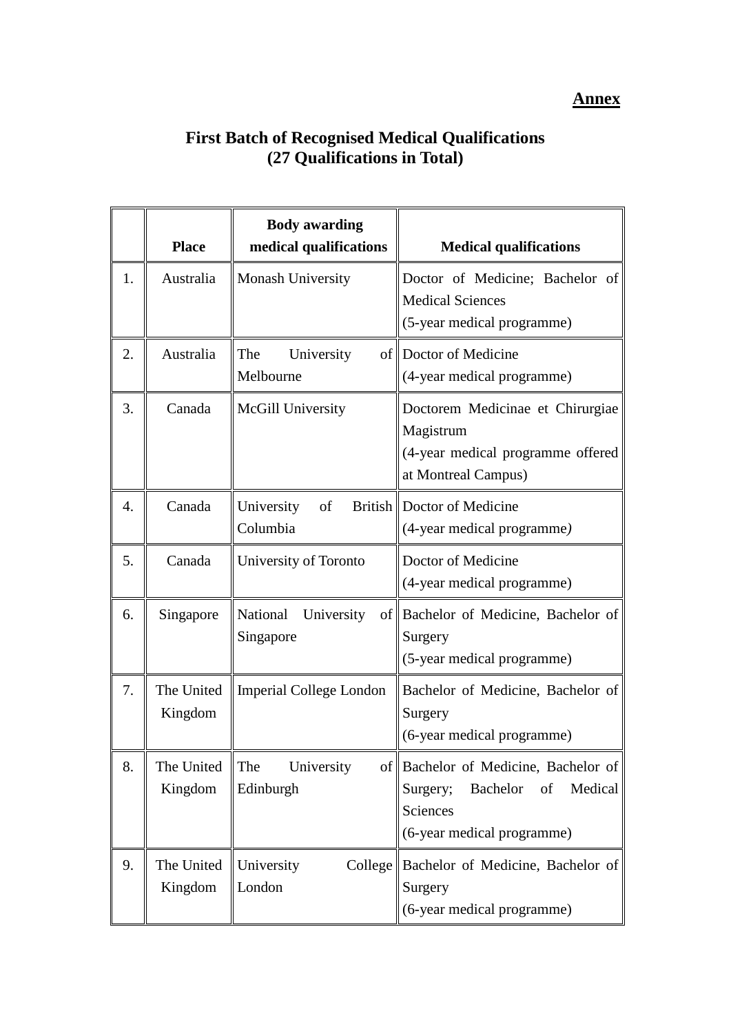**Annex**

## First Batch of Recognised Medical Qualifications (27 Qualifications in Total)

| | Place | Body awarding medical qualifications | Medical qualifications |
|---|---|---|---|
| 1. | Australia | Monash University | Doctor of Medicine; Bachelor of Medical Sciences (5-year medical programme) |
| 2. | Australia | The University of Melbourne | Doctor of Medicine (4-year medical programme) |
| 3. | Canada | McGill University | Doctorem Medicinae et Chirurgiae Magistrum (4-year medical programme offered at Montreal Campus) |
| 4. | Canada | University of British Columbia | Doctor of Medicine (4-year medical programme) |
| 5. | Canada | University of Toronto | Doctor of Medicine (4-year medical programme) |
| 6. | Singapore | National University of Singapore | Bachelor of Medicine, Bachelor of Surgery (5-year medical programme) |
| 7. | The United Kingdom | Imperial College London | Bachelor of Medicine, Bachelor of Surgery (6-year medical programme) |
| 8. | The United Kingdom | The University of Edinburgh | Bachelor of Medicine, Bachelor of Surgery; Bachelor of Medical Sciences (6-year medical programme) |
| 9. | The United Kingdom | University College London | Bachelor of Medicine, Bachelor of Surgery (6-year medical programme) |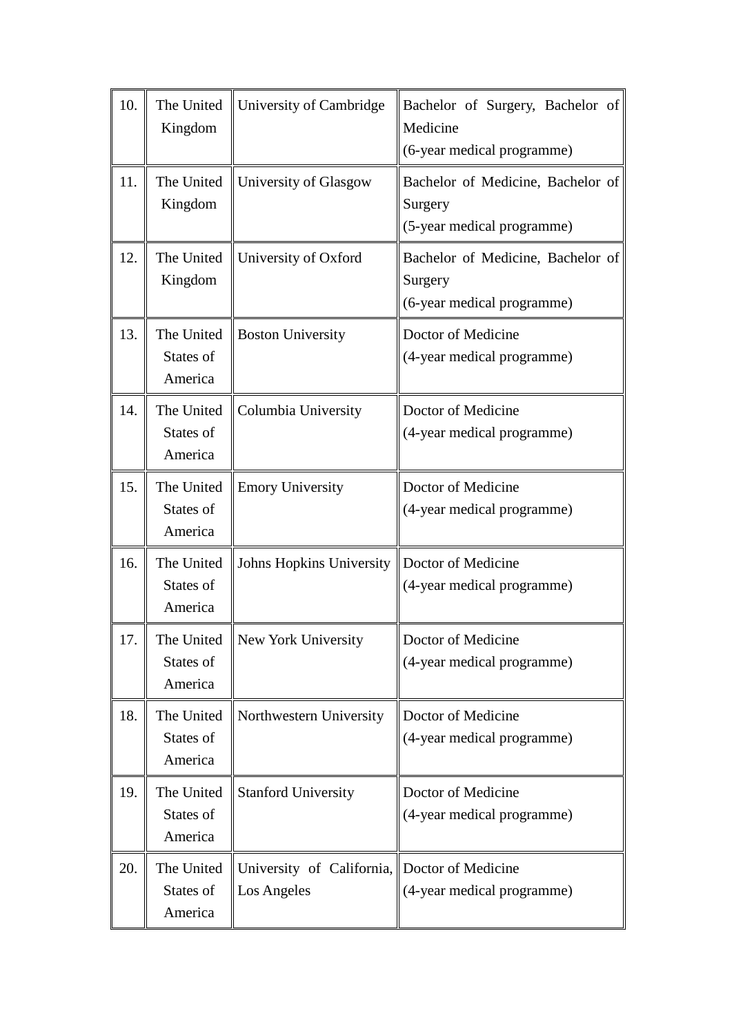| | | | |
|---|---|---|---|
| 10. | The United Kingdom | University of Cambridge | Bachelor of Surgery, Bachelor of Medicine<br>(6-year medical programme) |
| 11. | The United Kingdom | University of Glasgow | Bachelor of Medicine, Bachelor of Surgery<br>(5-year medical programme) |
| 12. | The United Kingdom | University of Oxford | Bachelor of Medicine, Bachelor of Surgery<br>(6-year medical programme) |
| 13. | The United States of America | Boston University | Doctor of Medicine<br>(4-year medical programme) |
| 14. | The United States of America | Columbia University | Doctor of Medicine<br>(4-year medical programme) |
| 15. | The United States of America | Emory University | Doctor of Medicine<br>(4-year medical programme) |
| 16. | The United States of America | Johns Hopkins University | Doctor of Medicine<br>(4-year medical programme) |
| 17. | The United States of America | New York University | Doctor of Medicine<br>(4-year medical programme) |
| 18. | The United States of America | Northwestern University | Doctor of Medicine<br>(4-year medical programme) |
| 19. | The United States of America | Stanford University | Doctor of Medicine<br>(4-year medical programme) |
| 20. | The United States of America | University of California, Los Angeles | Doctor of Medicine<br>(4-year medical programme) |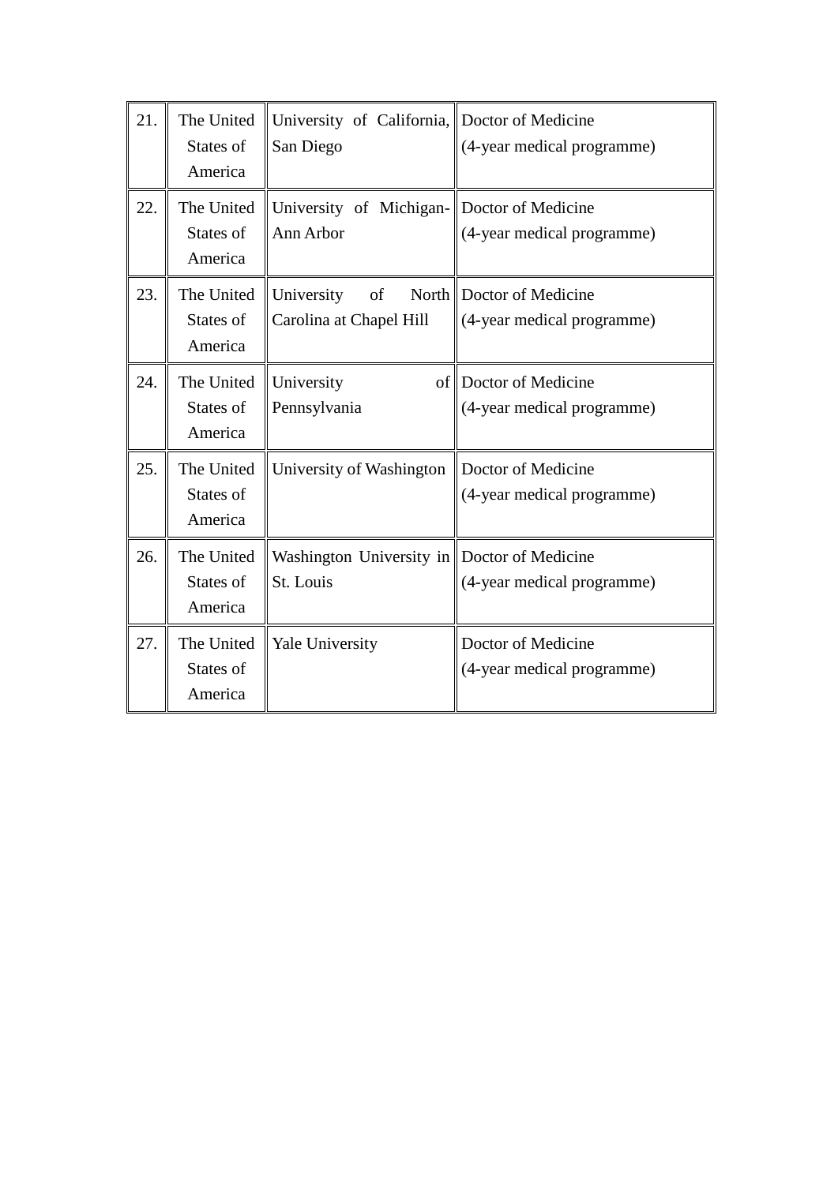| | | | |
|---|---|---|---|
| 21. | The United States of America | University of California, San Diego | Doctor of Medicine (4-year medical programme) |
| 22. | The United States of America | University of Michigan-Ann Arbor | Doctor of Medicine (4-year medical programme) |
| 23. | The United States of America | University of North Carolina at Chapel Hill | Doctor of Medicine (4-year medical programme) |
| 24. | The United States of America | University of Pennsylvania | Doctor of Medicine (4-year medical programme) |
| 25. | The United States of America | University of Washington | Doctor of Medicine (4-year medical programme) |
| 26. | The United States of America | Washington University in St. Louis | Doctor of Medicine (4-year medical programme) |
| 27. | The United States of America | Yale University | Doctor of Medicine (4-year medical programme) |